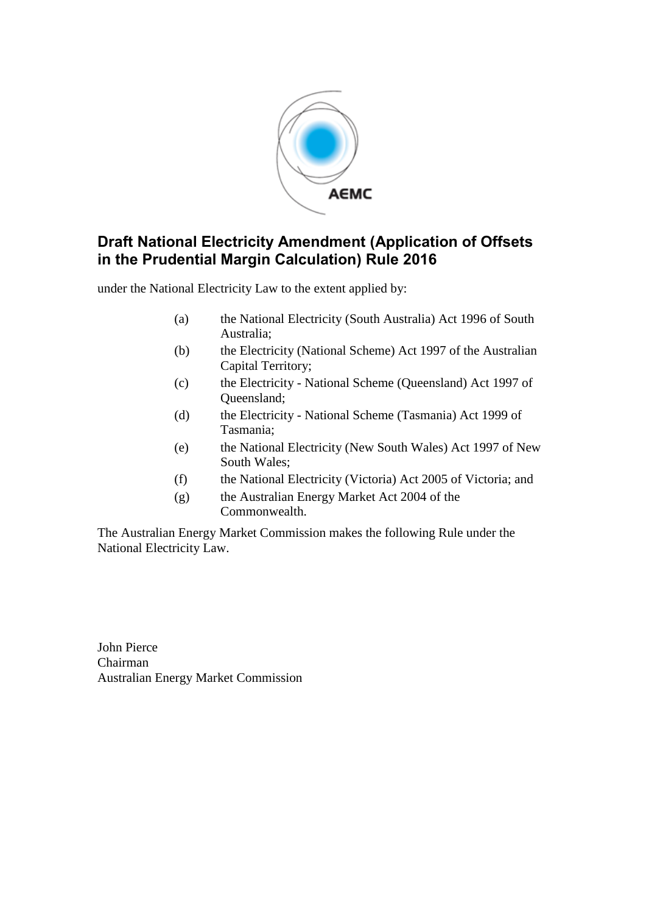# Draft National Electricity Amendment (Application of Offsets in the Prudential Margin Calculation) Rule 2016

under the National Electricity Law to the extent applied by:

(a) the National Electricity (South Australia) Act 1996 of South Australia;

(b) the Electricity (National Scheme) Act 1997 of the Australian Capital Territory;

(c) the Electricity - National Scheme (Queensland) Act 1997 of Queensland;

(d) the Electricity - National Scheme (Tasmania) Act 1999 of Tasmania;

(e) the National Electricity (New South Wales) Act 1997 of New South Wales;

(f) the National Electricity (Victoria) Act 2005 of Victoria; and

(g) the Australian Energy Market Act 2004 of the Commonwealth.

The Australian Energy Market Commission makes the following Rule under the National Electricity Law.

John Pierce
Chairman
Australian Energy Market Commission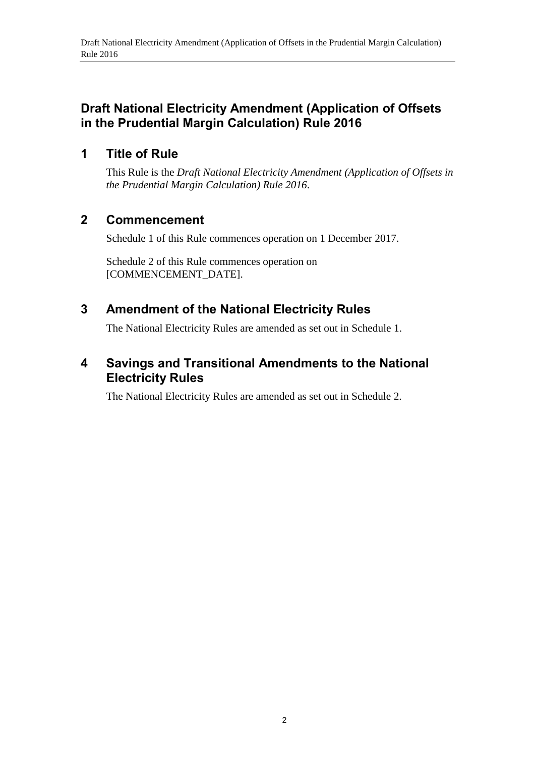## Draft National Electricity Amendment (Application of Offsets in the Prudential Margin Calculation) Rule 2016

## 1 Title of Rule

This Rule is the *Draft National Electricity Amendment (Application of Offsets in the Prudential Margin Calculation) Rule 2016*.

## 2 Commencement

Schedule 1 of this Rule commences operation on 1 December 2017.

Schedule 2 of this Rule commences operation on [COMMENCEMENT_DATE].

## 3 Amendment of the National Electricity Rules

The National Electricity Rules are amended as set out in Schedule 1.

## 4 Savings and Transitional Amendments to the National Electricity Rules

The National Electricity Rules are amended as set out in Schedule 2.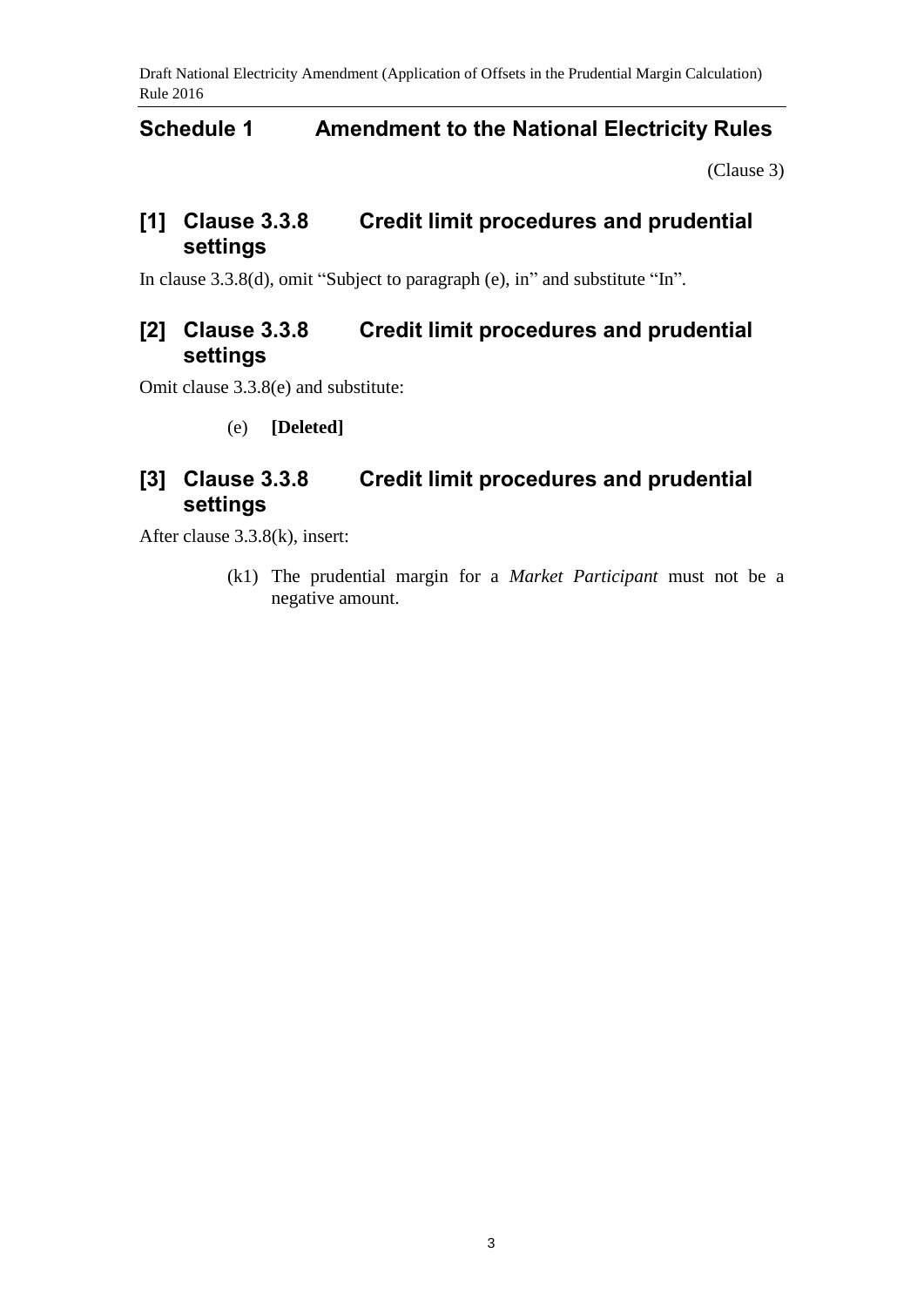## Schedule 1 Amendment to the National Electricity Rules

(Clause 3)

### [1] Clause 3.3.8 Credit limit procedures and prudential settings

In clause 3.3.8(d), omit "Subject to paragraph (e), in" and substitute "In".

### [2] Clause 3.3.8 Credit limit procedures and prudential settings

Omit clause 3.3.8(e) and substitute:

(e) **[Deleted]**

### [3] Clause 3.3.8 Credit limit procedures and prudential settings

After clause 3.3.8(k), insert:

(k1) The prudential margin for a *Market Participant* must not be a negative amount.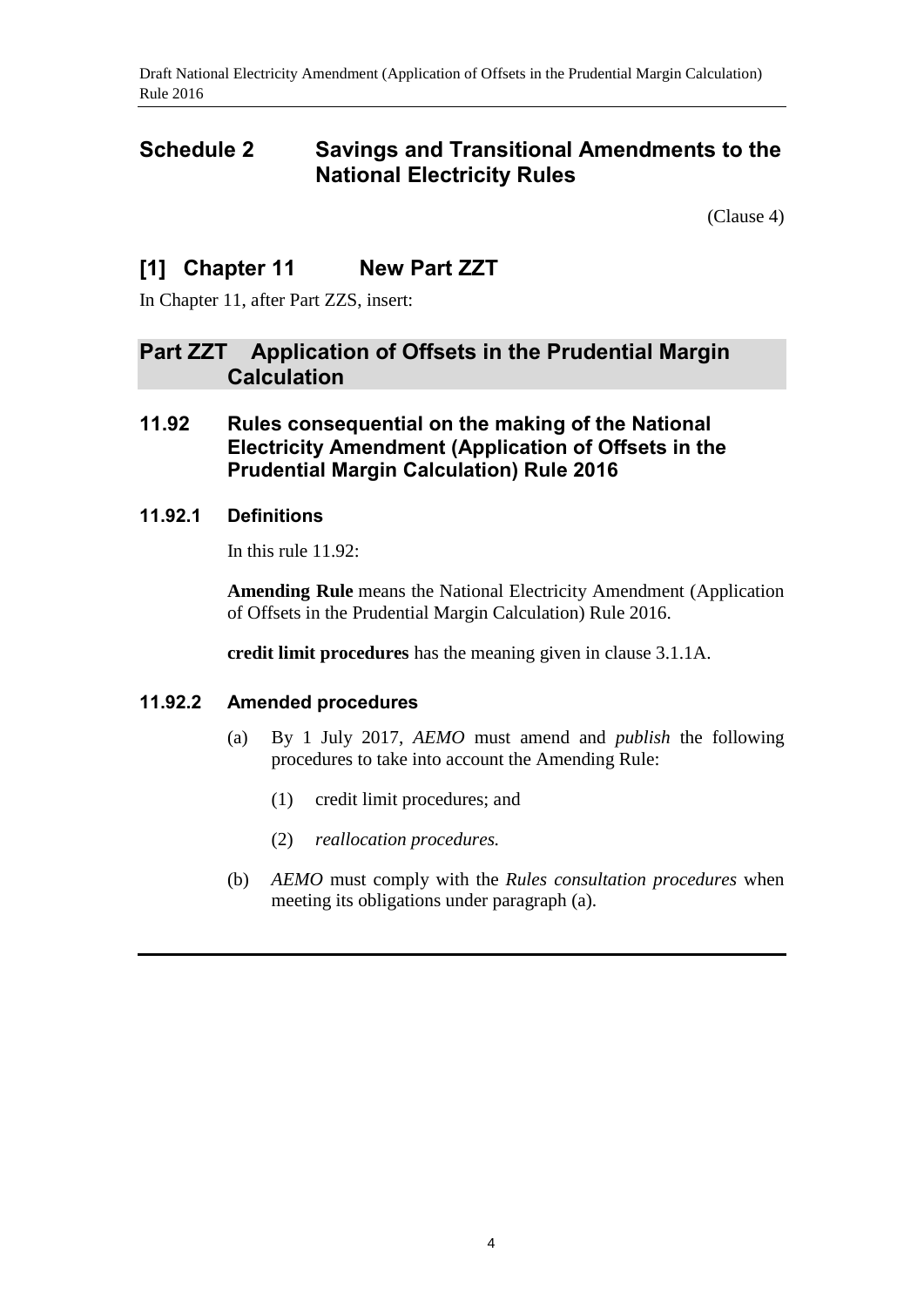## Schedule 2 Savings and Transitional Amendments to the National Electricity Rules

(Clause 4)

## [1] Chapter 11 New Part ZZT

In Chapter 11, after Part ZZS, insert:

## Part ZZT Application of Offsets in the Prudential Margin Calculation

### 11.92 Rules consequential on the making of the National Electricity Amendment (Application of Offsets in the Prudential Margin Calculation) Rule 2016

#### 11.92.1 Definitions

In this rule 11.92:

**Amending Rule** means the National Electricity Amendment (Application of Offsets in the Prudential Margin Calculation) Rule 2016.

**credit limit procedures** has the meaning given in clause 3.1.1A.

#### 11.92.2 Amended procedures

(a) By 1 July 2017, *AEMO* must amend and *publish* the following procedures to take into account the Amending Rule:

(1) credit limit procedures; and

(2) *reallocation procedures.*

(b) *AEMO* must comply with the *Rules consultation procedures* when meeting its obligations under paragraph (a).